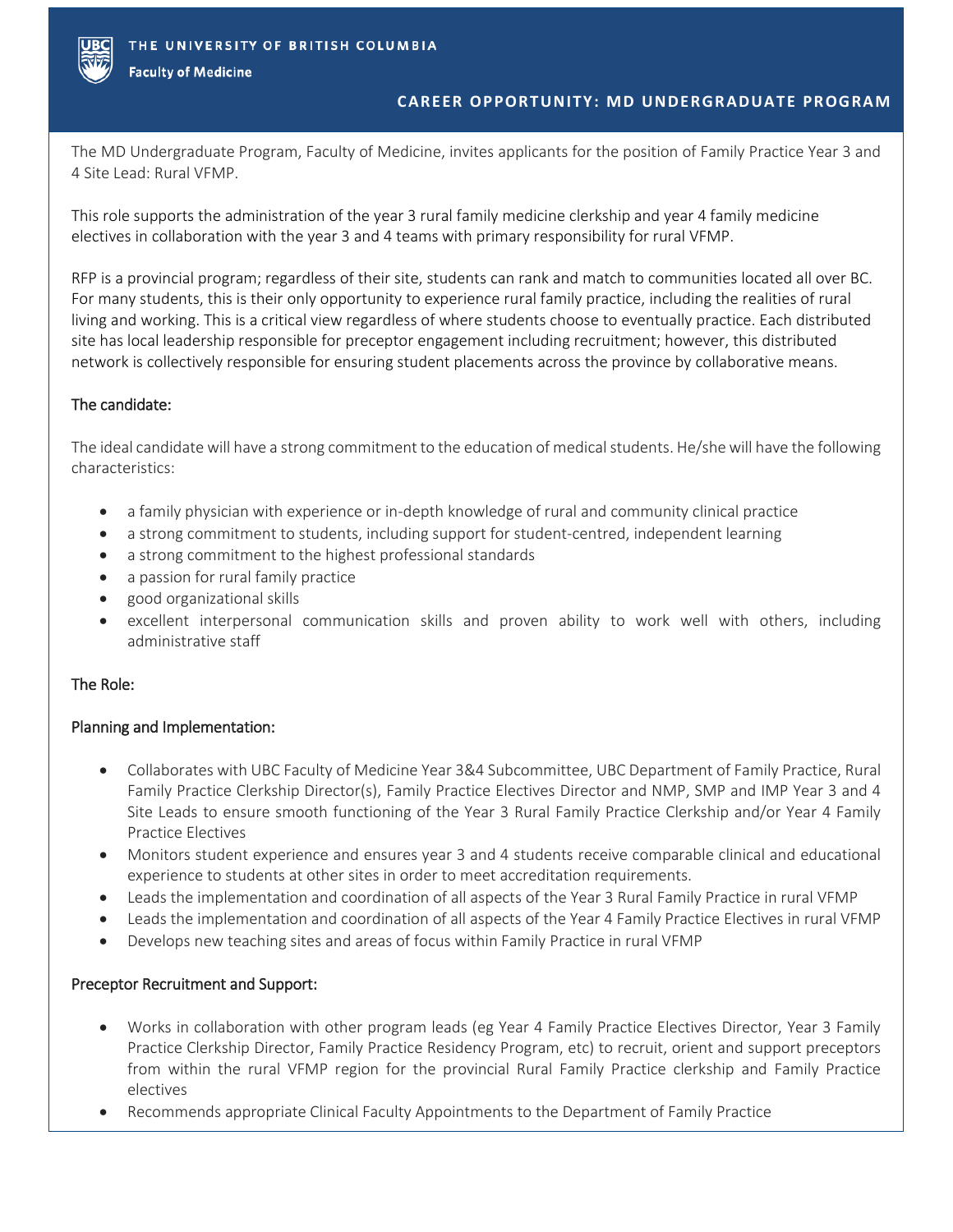THE UNIVERSITY OF BRITISH COLUMBIA

**Faculty of Medicine**

## CAREER OPPORTUNITY: MD UNDERGRADUATE PROGRAM

The MD Undergraduate Program, Faculty of Medicine, invites applicants for the position of Family Practice Year 3 and 4 Site Lead: Rural VFMP.

This role supports the administration of the year 3 rural family medicine clerkship and year 4 family medicine electives in collaboration with the year 3 and 4 teams with primary responsibility for rural VFMP.

RFP is a provincial program; regardless of their site, students can rank and match to communities located all over BC. For many students, this is their only opportunity to experience rural family practice, including the realities of rural living and working. This is a critical view regardless of where students choose to eventually practice. Each distributed site has local leadership responsible for preceptor engagement including recruitment; however, this distributed network is collectively responsible for ensuring student placements across the province by collaborative means.

### The candidate:

The ideal candidate will have a strong commitment to the education of medical students. He/she will have the following characteristics:

- a family physician with experience or in-depth knowledge of rural and community clinical practice
- a strong commitment to students, including support for student-centred, independent learning
- a strong commitment to the highest professional standards
- a passion for rural family practice
- good organizational skills
- excellent interpersonal communication skills and proven ability to work well with others, including administrative staff

### The Role:

#### Planning and Implementation:

- Collaborates with UBC Faculty of Medicine Year 3&4 Subcommittee, UBC Department of Family Practice, Rural Family Practice Clerkship Director(s), Family Practice Electives Director and NMP, SMP and IMP Year 3 and 4 Site Leads to ensure smooth functioning of the Year 3 Rural Family Practice Clerkship and/or Year 4 Family Practice Electives
- Monitors student experience and ensures year 3 and 4 students receive comparable clinical and educational experience to students at other sites in order to meet accreditation requirements.
- Leads the implementation and coordination of all aspects of the Year 3 Rural Family Practice in rural VFMP
- Leads the implementation and coordination of all aspects of the Year 4 Family Practice Electives in rural VFMP
- Develops new teaching sites and areas of focus within Family Practice in rural VFMP

#### Preceptor Recruitment and Support:

- Works in collaboration with other program leads (eg Year 4 Family Practice Electives Director, Year 3 Family Practice Clerkship Director, Family Practice Residency Program, etc) to recruit, orient and support preceptors from within the rural VFMP region for the provincial Rural Family Practice clerkship and Family Practice electives
- Recommends appropriate Clinical Faculty Appointments to the Department of Family Practice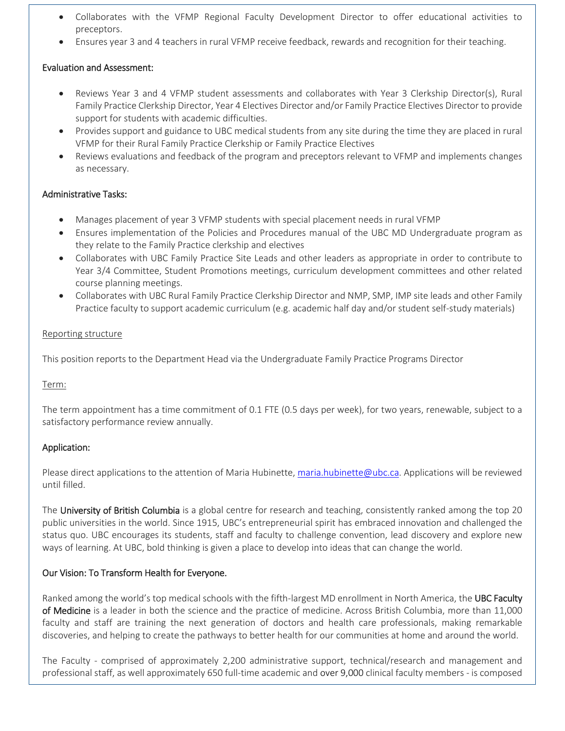- Collaborates with the VFMP Regional Faculty Development Director to offer educational activities to preceptors.
- Ensures year 3 and 4 teachers in rural VFMP receive feedback, rewards and recognition for their teaching.

### Evaluation and Assessment:

- Reviews Year 3 and 4 VFMP student assessments and collaborates with Year 3 Clerkship Director(s), Rural Family Practice Clerkship Director, Year 4 Electives Director and/or Family Practice Electives Director to provide support for students with academic difficulties.
- Provides support and guidance to UBC medical students from any site during the time they are placed in rural VFMP for their Rural Family Practice Clerkship or Family Practice Electives
- Reviews evaluations and feedback of the program and preceptors relevant to VFMP and implements changes as necessary.

### Administrative Tasks:

- Manages placement of year 3 VFMP students with special placement needs in rural VFMP
- Ensures implementation of the Policies and Procedures manual of the UBC MD Undergraduate program as they relate to the Family Practice clerkship and electives
- Collaborates with UBC Family Practice Site Leads and other leaders as appropriate in order to contribute to Year 3/4 Committee, Student Promotions meetings, curriculum development committees and other related course planning meetings.
- Collaborates with UBC Rural Family Practice Clerkship Director and NMP, SMP, IMP site leads and other Family Practice faculty to support academic curriculum (e.g. academic half day and/or student self-study materials)

Reporting structure

This position reports to the Department Head via the Undergraduate Family Practice Programs Director

Term:

The term appointment has a time commitment of 0.1 FTE (0.5 days per week), for two years, renewable, subject to a satisfactory performance review annually.

### Application:

Please direct applications to the attention of Maria Hubinette, maria.hubinette@ubc.ca. Applications will be reviewed until filled.

The **University of British Columbia** is a global centre for research and teaching, consistently ranked among the top 20 public universities in the world. Since 1915, UBC's entrepreneurial spirit has embraced innovation and challenged the status quo. UBC encourages its students, staff and faculty to challenge convention, lead discovery and explore new ways of learning. At UBC, bold thinking is given a place to develop into ideas that can change the world.

### Our Vision: To Transform Health for Everyone.

Ranked among the world's top medical schools with the fifth-largest MD enrollment in North America, the **UBC Faculty of Medicine** is a leader in both the science and the practice of medicine. Across British Columbia, more than 11,000 faculty and staff are training the next generation of doctors and health care professionals, making remarkable discoveries, and helping to create the pathways to better health for our communities at home and around the world.

The Faculty - comprised of approximately 2,200 administrative support, technical/research and management and professional staff, as well approximately 650 full-time academic and over 9,000 clinical faculty members - is composed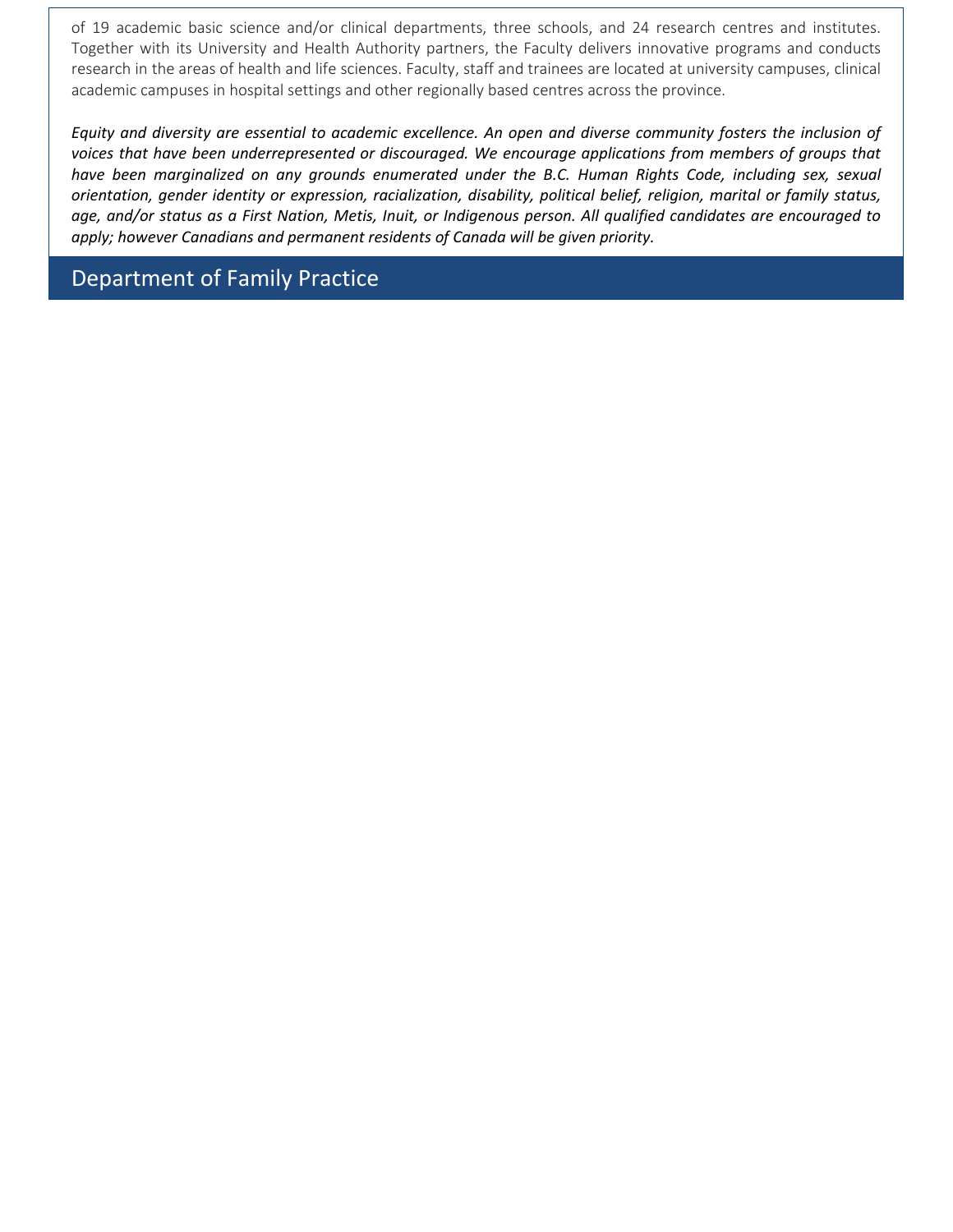of 19 academic basic science and/or clinical departments, three schools, and 24 research centres and institutes. Together with its University and Health Authority partners, the Faculty delivers innovative programs and conducts research in the areas of health and life sciences. Faculty, staff and trainees are located at university campuses, clinical academic campuses in hospital settings and other regionally based centres across the province.

***Equity and diversity are essential to academic excellence. An open and diverse community fosters the inclusion of voices that have been underrepresented or discouraged. We encourage applications from members of groups that have been marginalized on any grounds enumerated under the B.C. Human Rights Code, including sex, sexual orientation, gender identity or expression, racialization, disability, political belief, religion, marital or family status, age, and/or status as a First Nation, Metis, Inuit, or Indigenous person. All qualified candidates are encouraged to apply; however Canadians and permanent residents of Canada will be given priority.***

## Department of Family Practice